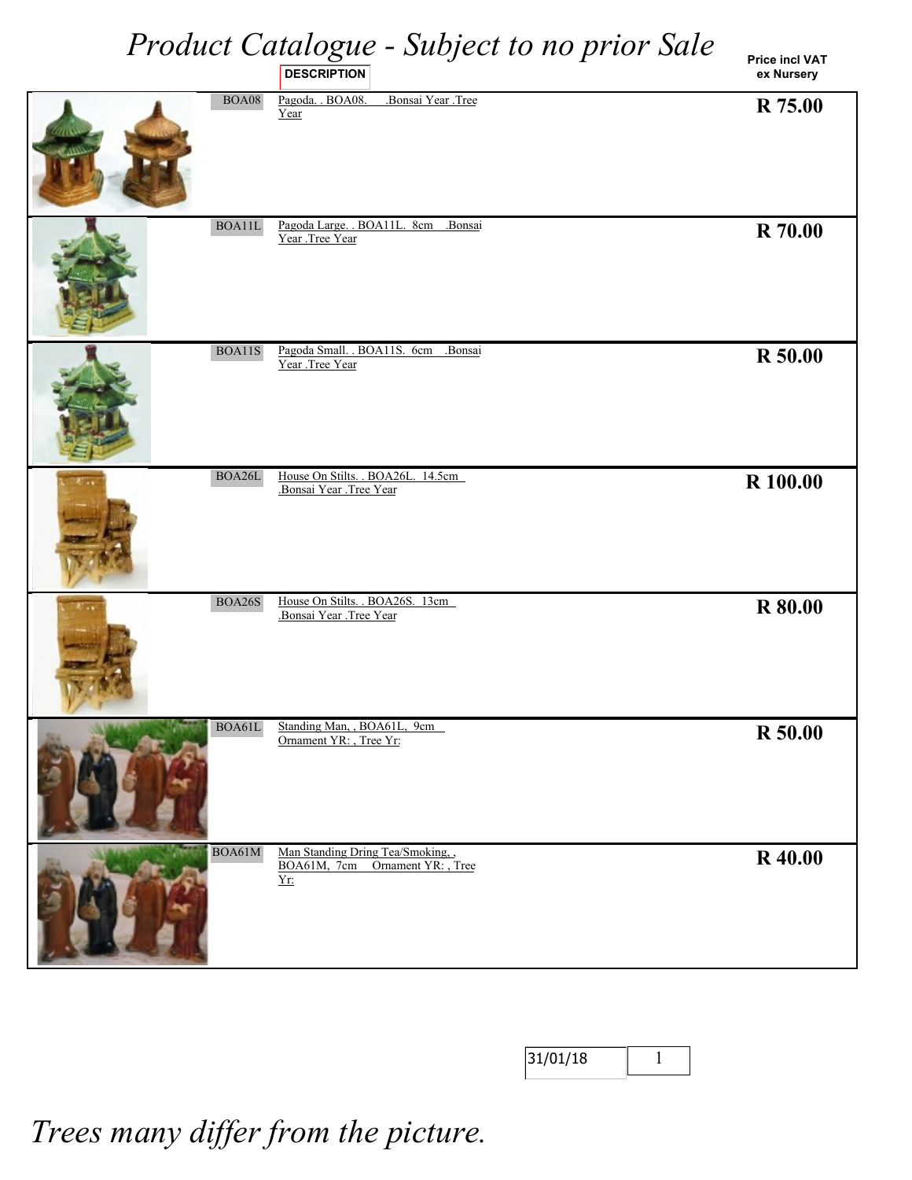# *Product Catalogue - Subject to no prior Sale*

| | DESCRIPTION | Price incl VAT ex Nursery |
|---|---|---|
| BOA08 | Pagoda. . BOA08. .Bonsai Year .Tree Year | R 75.00 |
| BOA11L | Pagoda Large. . BOA11L. 8cm .Bonsai Year .Tree Year | R 70.00 |
| BOA11S | Pagoda Small. . BOA11S. 6cm .Bonsai Year .Tree Year | R 50.00 |
| BOA26L | House On Stilts. . BOA26L. 14.5cm .Bonsai Year .Tree Year | R 100.00 |
| BOA26S | House On Stilts. . BOA26S. 13cm .Bonsai Year .Tree Year | R 80.00 |
| BOA61L | Standing Man, , BOA61L, 9cm Ornament YR: , Tree Yr: | R 50.00 |
| BOA61M | Man Standing Dring Tea/Smoking, , BOA61M, 7cm Ornament YR: , Tree Yr: | R 40.00 |

31/01/18

*Trees many differ from the picture.*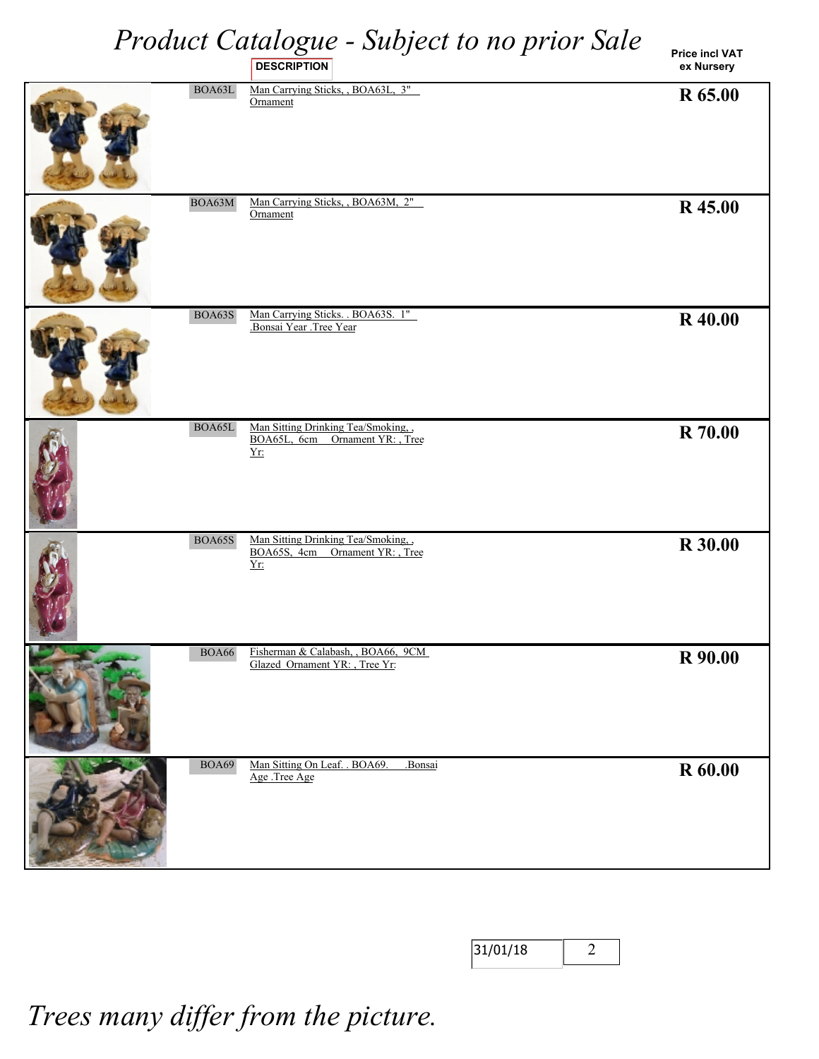# *Product Catalogue - Subject to no prior Sale*

| | DESCRIPTION | Price incl VAT ex Nursery |
|---|---|---|
| BOA63L | Man Carrying Sticks, , BOA63L, 3" Ornament | **R 65.00** |
| BOA63M | Man Carrying Sticks, , BOA63M, 2" Ornament | **R 45.00** |
| BOA63S | Man Carrying Sticks. . BOA63S. 1" .Bonsai Year .Tree Year | **R 40.00** |
| BOA65L | Man Sitting Drinking Tea/Smoking, , BOA65L, 6cm Ornament YR: , Tree Yr: | **R 70.00** |
| BOA65S | Man Sitting Drinking Tea/Smoking, , BOA65S, 4cm Ornament YR: , Tree Yr: | **R 30.00** |
| BOA66 | Fisherman & Calabash, , BOA66, 9CM Glazed Ornament YR: , Tree Yr: | **R 90.00** |
| BOA69 | Man Sitting On Leaf. . BOA69. .Bonsai Age .Tree Age | **R 60.00** |

31/01/18

*Trees many differ from the picture.*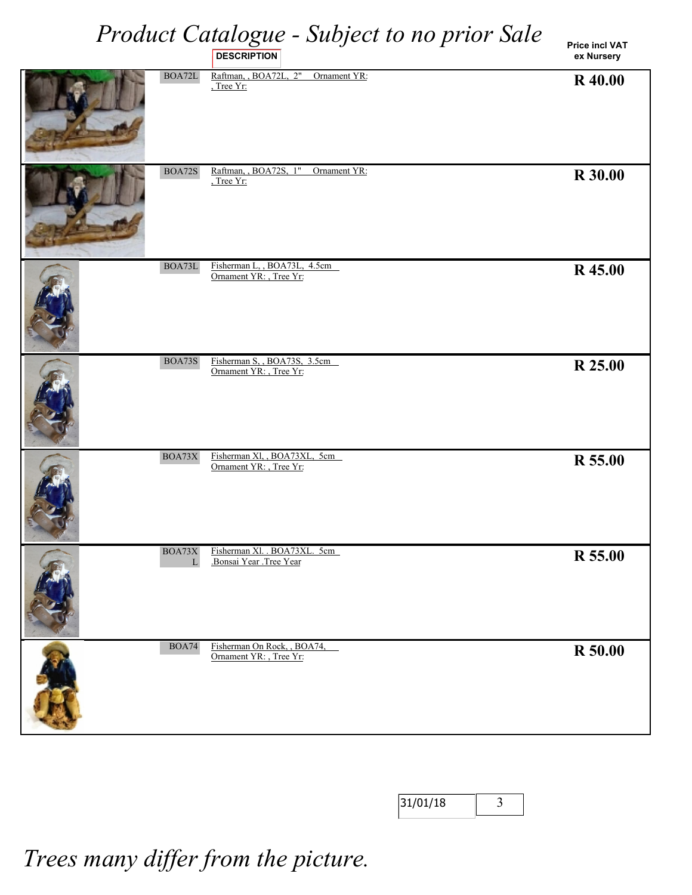# Product Catalogue - Subject to no prior Sale

| | Code | DESCRIPTION | Price incl VAT ex Nursery |
|---|---|---|---|
| | BOA72L | Raftman, , BOA72L, 2" Ornament YR: , Tree Yr: | R 40.00 |
| | BOA72S | Raftman, , BOA72S, 1" Ornament YR: , Tree Yr: | R 30.00 |
| | BOA73L | Fisherman L, , BOA73L, 4.5cm Ornament YR: , Tree Yr: | R 45.00 |
| | BOA73S | Fisherman S, , BOA73S, 3.5cm Ornament YR: , Tree Yr: | R 25.00 |
| | BOA73X | Fisherman Xl, , BOA73XL, 5cm Ornament YR: , Tree Yr: | R 55.00 |
| | BOA73XL | Fisherman Xl. . BOA73XL. 5cm .Bonsai Year .Tree Year | R 55.00 |
| | BOA74 | Fisherman On Rock, , BOA74, Ornament YR: , Tree Yr: | R 50.00 |

31/01/18

*Trees many differ from the picture.*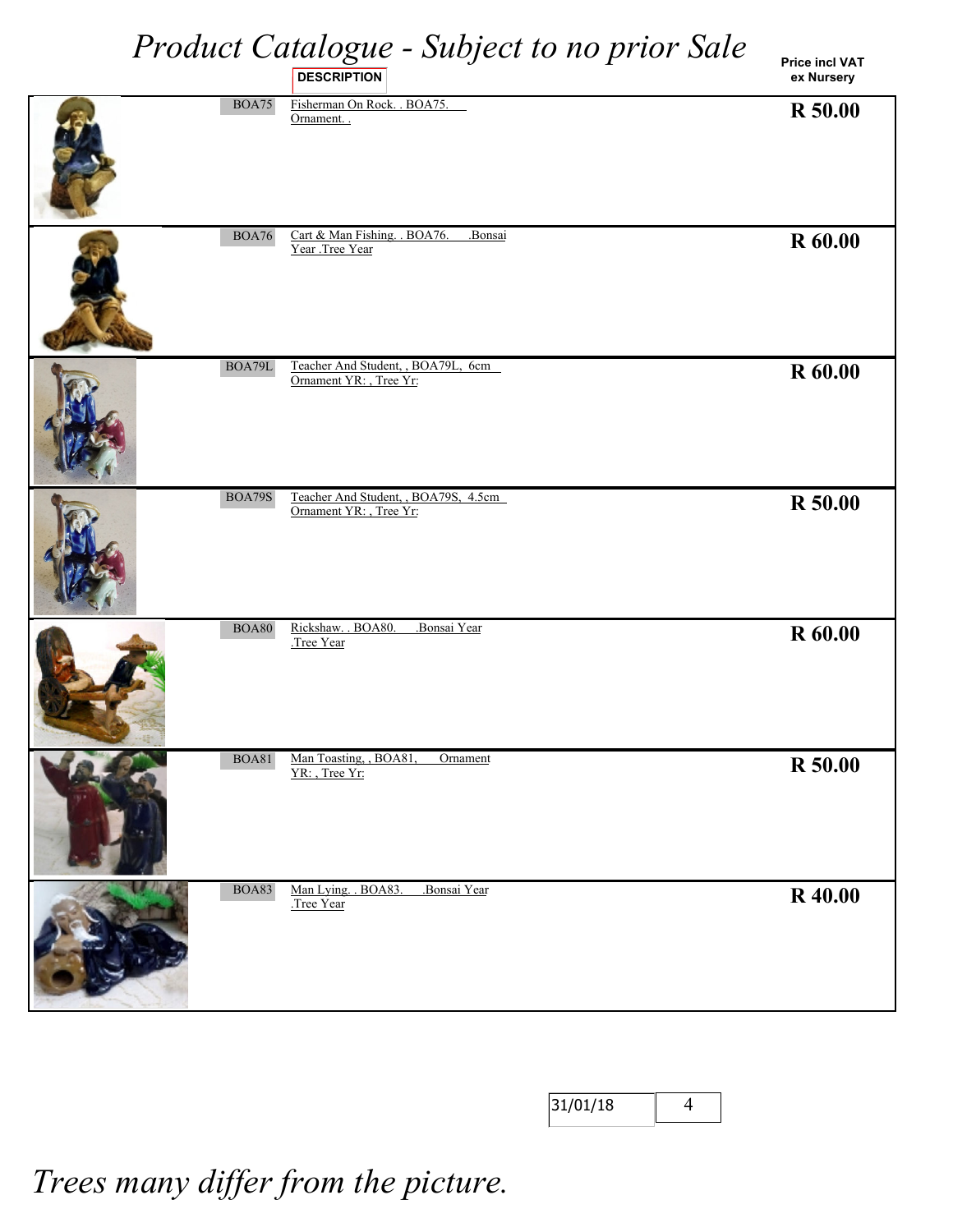# *Product Catalogue - Subject to no prior Sale*

| | DESCRIPTION | Price incl VAT ex Nursery |
|---|---|---|
| BOA75 | Fisherman On Rock. . BOA75. Ornament. . | R 50.00 |
| BOA76 | Cart & Man Fishing. . BOA76. .Bonsai Year .Tree Year | R 60.00 |
| BOA79L | Teacher And Student, , BOA79L, 6cm Ornament YR: , Tree Yr: | R 60.00 |
| BOA79S | Teacher And Student, , BOA79S, 4.5cm Ornament YR: , Tree Yr: | R 50.00 |
| BOA80 | Rickshaw. . BOA80. .Bonsai Year .Tree Year | R 60.00 |
| BOA81 | Man Toasting, , BOA81, Ornament YR: , Tree Yr: | R 50.00 |
| BOA83 | Man Lying. . BOA83. .Bonsai Year .Tree Year | R 40.00 |

31/01/18

*Trees many differ from the picture.*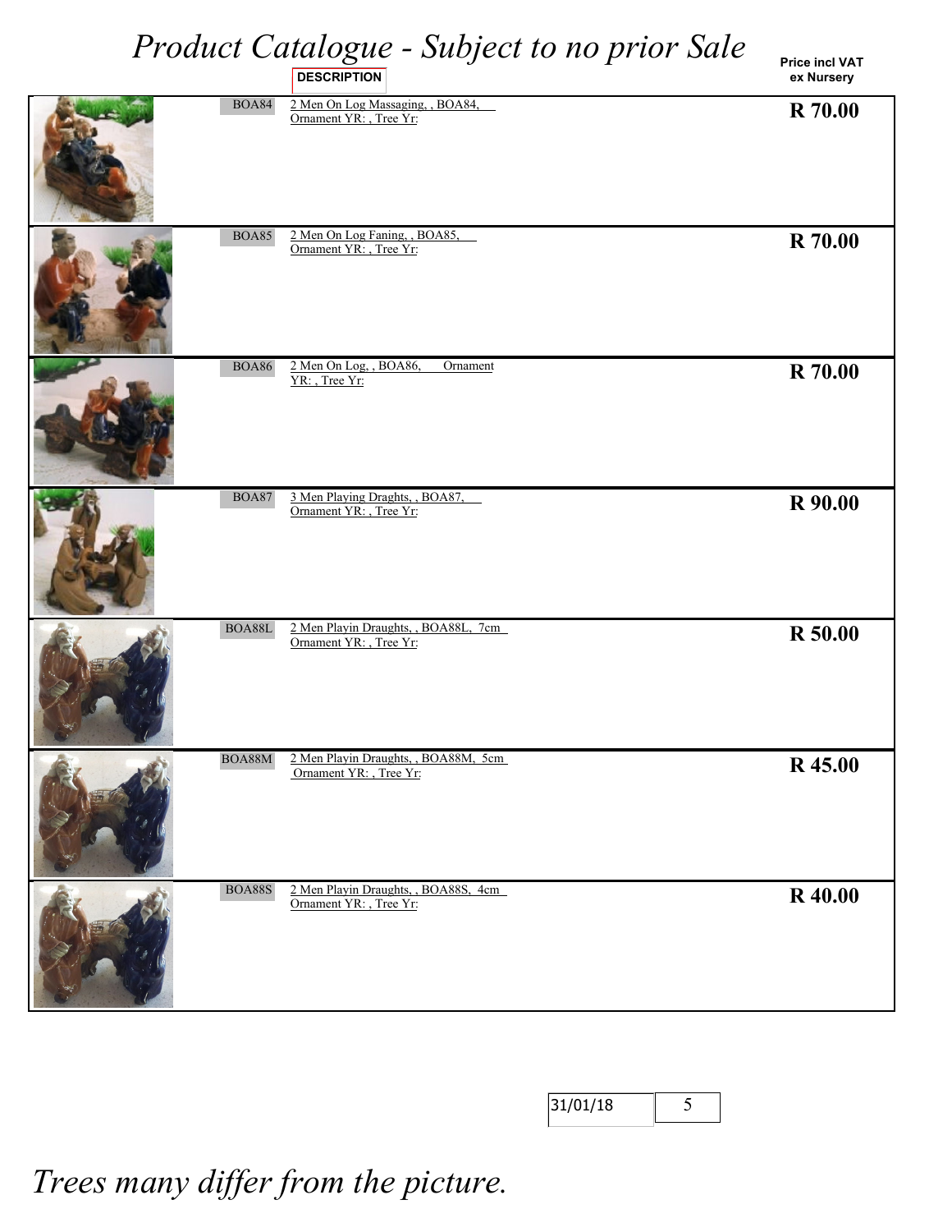# *Product Catalogue - Subject to no prior Sale*

| Code | DESCRIPTION | Price incl VAT ex Nursery |
|---|---|---|
| BOA84 | 2 Men On Log Massaging, , BOA84, Ornament YR: , Tree Yr: | **R 70.00** |
| BOA85 | 2 Men On Log Faning, , BOA85, Ornament YR: , Tree Yr: | **R 70.00** |
| BOA86 | 2 Men On Log, , BOA86, Ornament YR: , Tree Yr: | **R 70.00** |
| BOA87 | 3 Men Playing Draghts, , BOA87, Ornament YR: , Tree Yr: | **R 90.00** |
| BOA88L | 2 Men Playin Draughts, , BOA88L, 7cm Ornament YR: , Tree Yr: | **R 50.00** |
| BOA88M | 2 Men Playin Draughts, , BOA88M, 5cm Ornament YR: , Tree Yr: | **R 45.00** |
| BOA88S | 2 Men Playin Draughts, , BOA88S, 4cm Ornament YR: , Tree Yr: | **R 40.00** |

31/01/18

*Trees many differ from the picture.*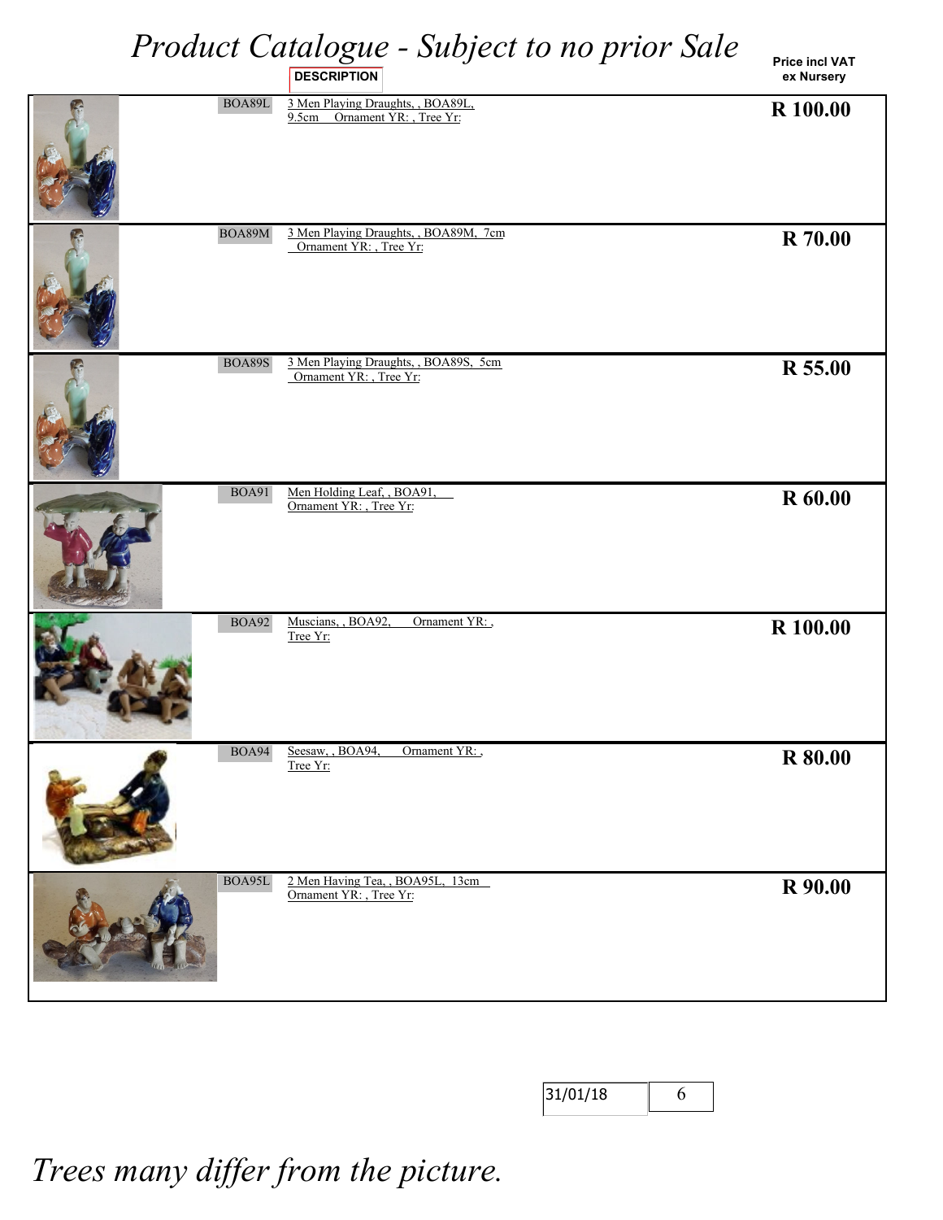# *Product Catalogue - Subject to no prior Sale*

| | DESCRIPTION | Price incl VAT ex Nursery |
|---|---|---|
| BOA89L | 3 Men Playing Draughts, , BOA89L, 9.5cm Ornament YR: , Tree Yr: | **R 100.00** |
| BOA89M | 3 Men Playing Draughts, , BOA89M, 7cm Ornament YR: , Tree Yr: | **R 70.00** |
| BOA89S | 3 Men Playing Draughts, , BOA89S, 5cm Ornament YR: , Tree Yr: | **R 55.00** |
| BOA91 | Men Holding Leaf, , BOA91, Ornament YR: , Tree Yr: | **R 60.00** |
| BOA92 | Muscians, , BOA92, Ornament YR: , Tree Yr: | **R 100.00** |
| BOA94 | Seesaw, , BOA94, Ornament YR: , Tree Yr: | **R 80.00** |
| BOA95L | 2 Men Having Tea, , BOA95L, 13cm Ornament YR: , Tree Yr: | **R 90.00** |

31/01/18

*Trees many differ from the picture.*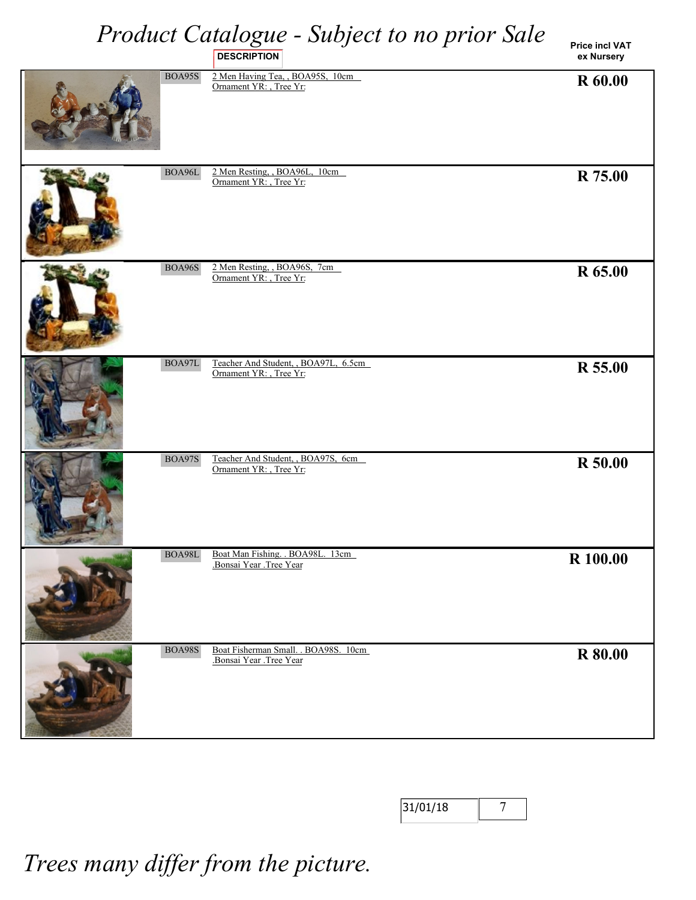# *Product Catalogue - Subject to no prior Sale*

| | | DESCRIPTION | Price incl VAT ex Nursery |
|---|---|---|---|
| | BOA95S | 2 Men Having Tea, , BOA95S, 10cm<br>Ornament YR: , Tree Yr: | **R 60.00** |
| | BOA96L | 2 Men Resting, , BOA96L, 10cm<br>Ornament YR: , Tree Yr: | **R 75.00** |
| | BOA96S | 2 Men Resting, , BOA96S, 7cm<br>Ornament YR: , Tree Yr: | **R 65.00** |
| | BOA97L | Teacher And Student, , BOA97L, 6.5cm<br>Ornament YR: , Tree Yr: | **R 55.00** |
| | BOA97S | Teacher And Student, , BOA97S, 6cm<br>Ornament YR: , Tree Yr: | **R 50.00** |
| | BOA98L | Boat Man Fishing. . BOA98L. 13cm<br>.Bonsai Year .Tree Year | **R 100.00** |
| | BOA98S | Boat Fisherman Small. . BOA98S. 10cm<br>.Bonsai Year .Tree Year | **R 80.00** |

31/01/18

*Trees many differ from the picture.*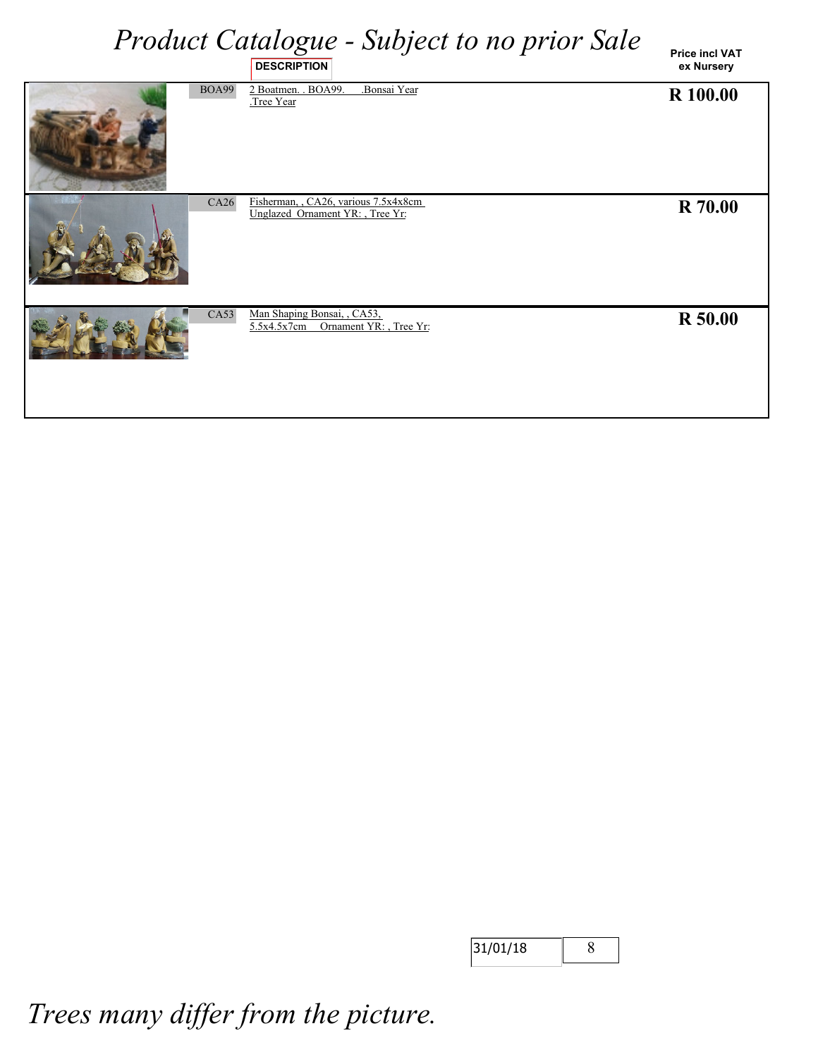# Product Catalogue - Subject to no prior Sale

| | Code | DESCRIPTION | Price incl VAT ex Nursery |
|---|---|---|---|
| | BOA99 | 2 Boatmen. . BOA99. .Bonsai Year .Tree Year | **R 100.00** |
| | CA26 | Fisherman, , CA26, various 7.5x4x8cm Unglazed Ornament YR: , Tree Yr: | **R 70.00** |
| | CA53 | Man Shaping Bonsai, , CA53, 5.5x4.5x7cm Ornament YR: , Tree Yr: | **R 50.00** |

31/01/18

*Trees many differ from the picture.*